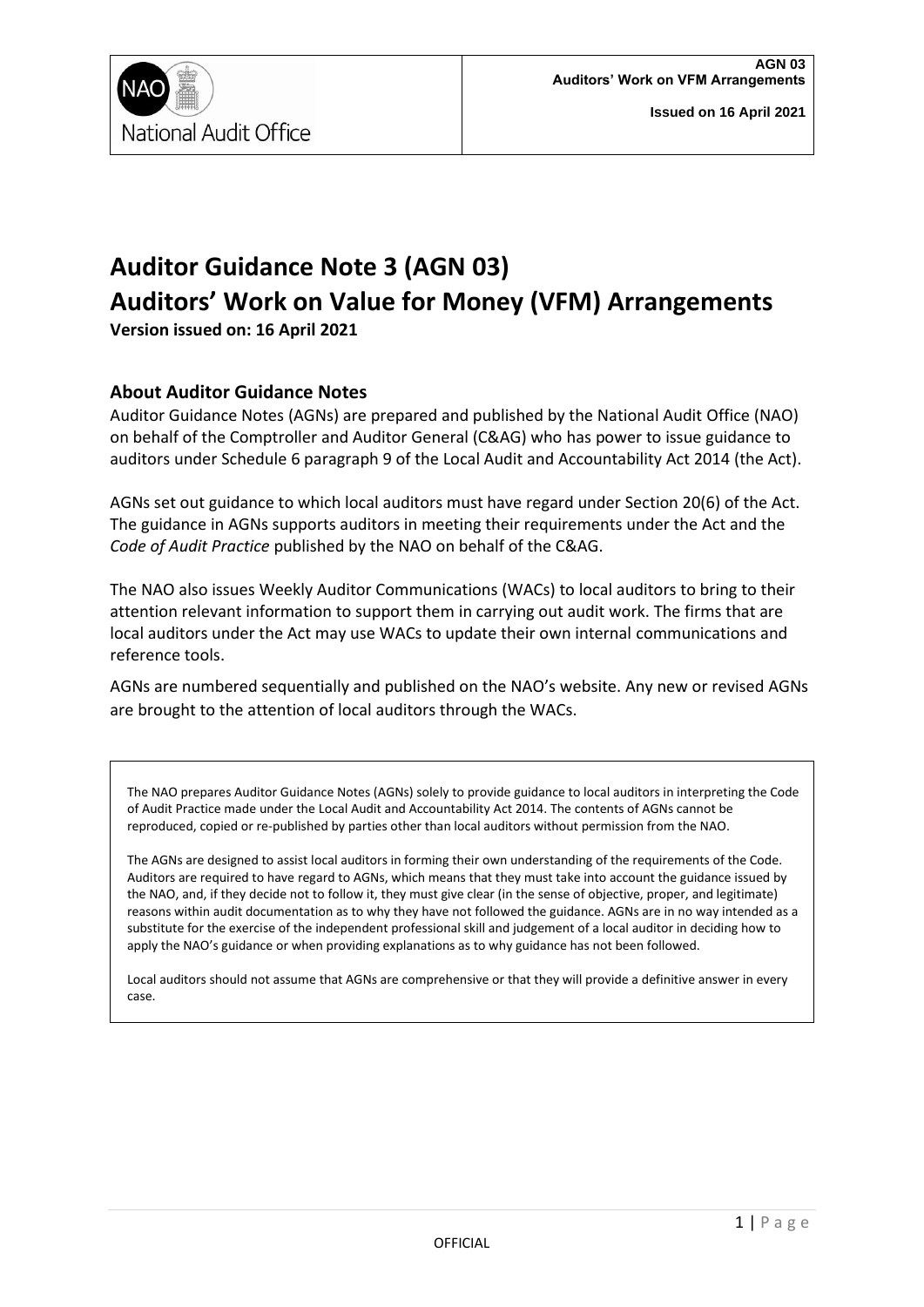# Auditor Guidance Note 3 (AGN 03)
# Auditors' Work on Value for Money (VFM) Arrangements

**Version issued on: 16 April 2021**

## About Auditor Guidance Notes

Auditor Guidance Notes (AGNs) are prepared and published by the National Audit Office (NAO) on behalf of the Comptroller and Auditor General (C&AG) who has power to issue guidance to auditors under Schedule 6 paragraph 9 of the Local Audit and Accountability Act 2014 (the Act).

AGNs set out guidance to which local auditors must have regard under Section 20(6) of the Act. The guidance in AGNs supports auditors in meeting their requirements under the Act and the *Code of Audit Practice* published by the NAO on behalf of the C&AG.

The NAO also issues Weekly Auditor Communications (WACs) to local auditors to bring to their attention relevant information to support them in carrying out audit work. The firms that are local auditors under the Act may use WACs to update their own internal communications and reference tools.

AGNs are numbered sequentially and published on the NAO's website. Any new or revised AGNs are brought to the attention of local auditors through the WACs.

The NAO prepares Auditor Guidance Notes (AGNs) solely to provide guidance to local auditors in interpreting the Code of Audit Practice made under the Local Audit and Accountability Act 2014. The contents of AGNs cannot be reproduced, copied or re-published by parties other than local auditors without permission from the NAO.

The AGNs are designed to assist local auditors in forming their own understanding of the requirements of the Code. Auditors are required to have regard to AGNs, which means that they must take into account the guidance issued by the NAO, and, if they decide not to follow it, they must give clear (in the sense of objective, proper, and legitimate) reasons within audit documentation as to why they have not followed the guidance. AGNs are in no way intended as a substitute for the exercise of the independent professional skill and judgement of a local auditor in deciding how to apply the NAO's guidance or when providing explanations as to why guidance has not been followed.

Local auditors should not assume that AGNs are comprehensive or that they will provide a definitive answer in every case.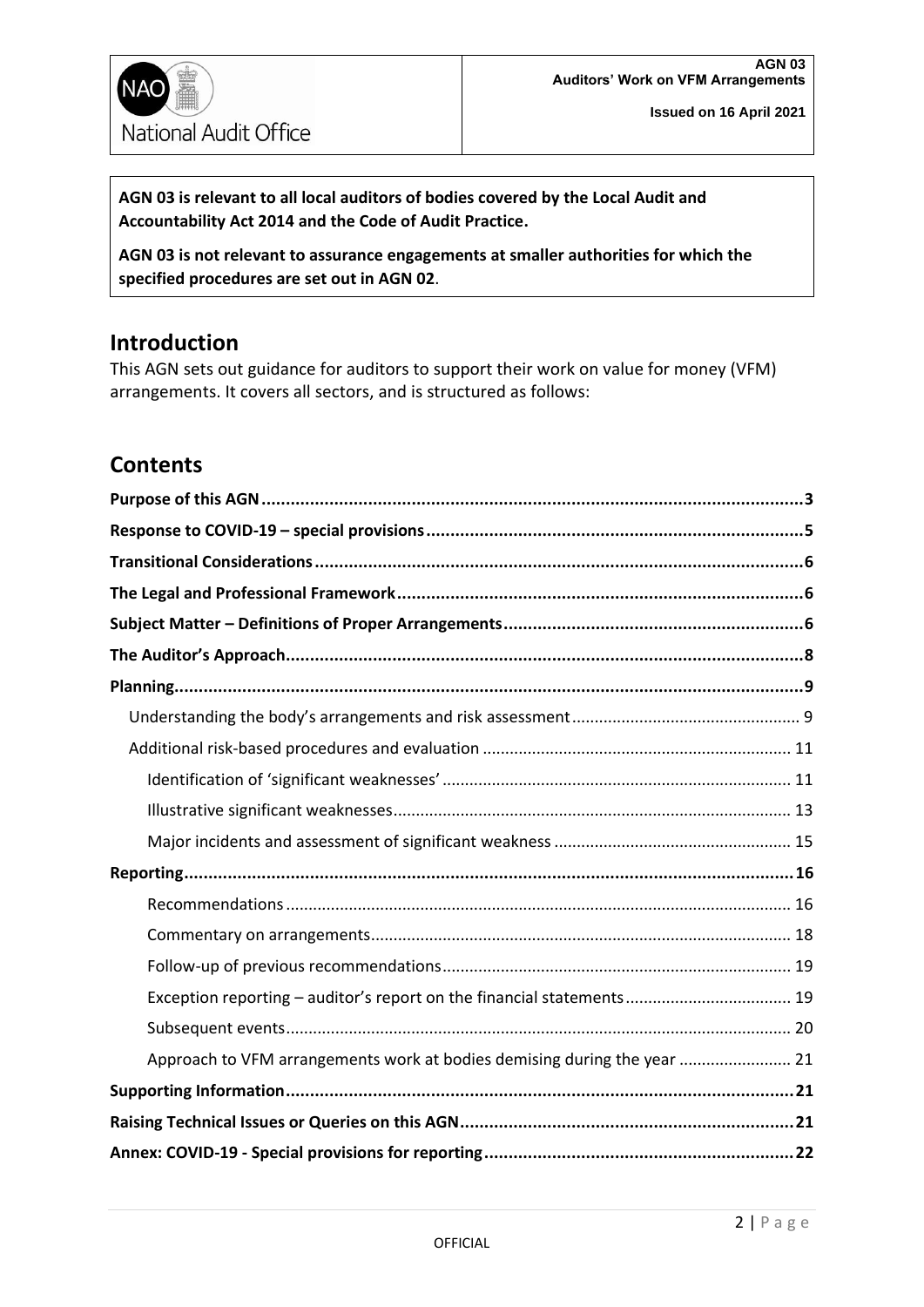**AGN 03 is relevant to all local auditors of bodies covered by the Local Audit and Accountability Act 2014 and the Code of Audit Practice.**

**AGN 03 is not relevant to assurance engagements at smaller authorities for which the specified procedures are set out in AGN 02**.

## Introduction

This AGN sets out guidance for auditors to support their work on value for money (VFM) arrangements. It covers all sectors, and is structured as follows:

## Contents

- **Purpose of this AGN** ... 3
- **Response to COVID-19 – special provisions** ... 5
- **Transitional Considerations** ... 6
- **The Legal and Professional Framework** ... 6
- **Subject Matter – Definitions of Proper Arrangements** ... 6
- **The Auditor's Approach** ... 8
- **Planning** ... 9
  - Understanding the body's arrangements and risk assessment ... 9
  - Additional risk-based procedures and evaluation ... 11
    - Identification of 'significant weaknesses' ... 11
    - Illustrative significant weaknesses ... 13
    - Major incidents and assessment of significant weakness ... 15
- **Reporting** ... 16
    - Recommendations ... 16
    - Commentary on arrangements ... 18
    - Follow-up of previous recommendations ... 19
    - Exception reporting – auditor's report on the financial statements ... 19
    - Subsequent events ... 20
    - Approach to VFM arrangements work at bodies demising during the year ... 21
- **Supporting Information** ... 21
- **Raising Technical Issues or Queries on this AGN** ... 21
- **Annex: COVID-19 - Special provisions for reporting** ... 22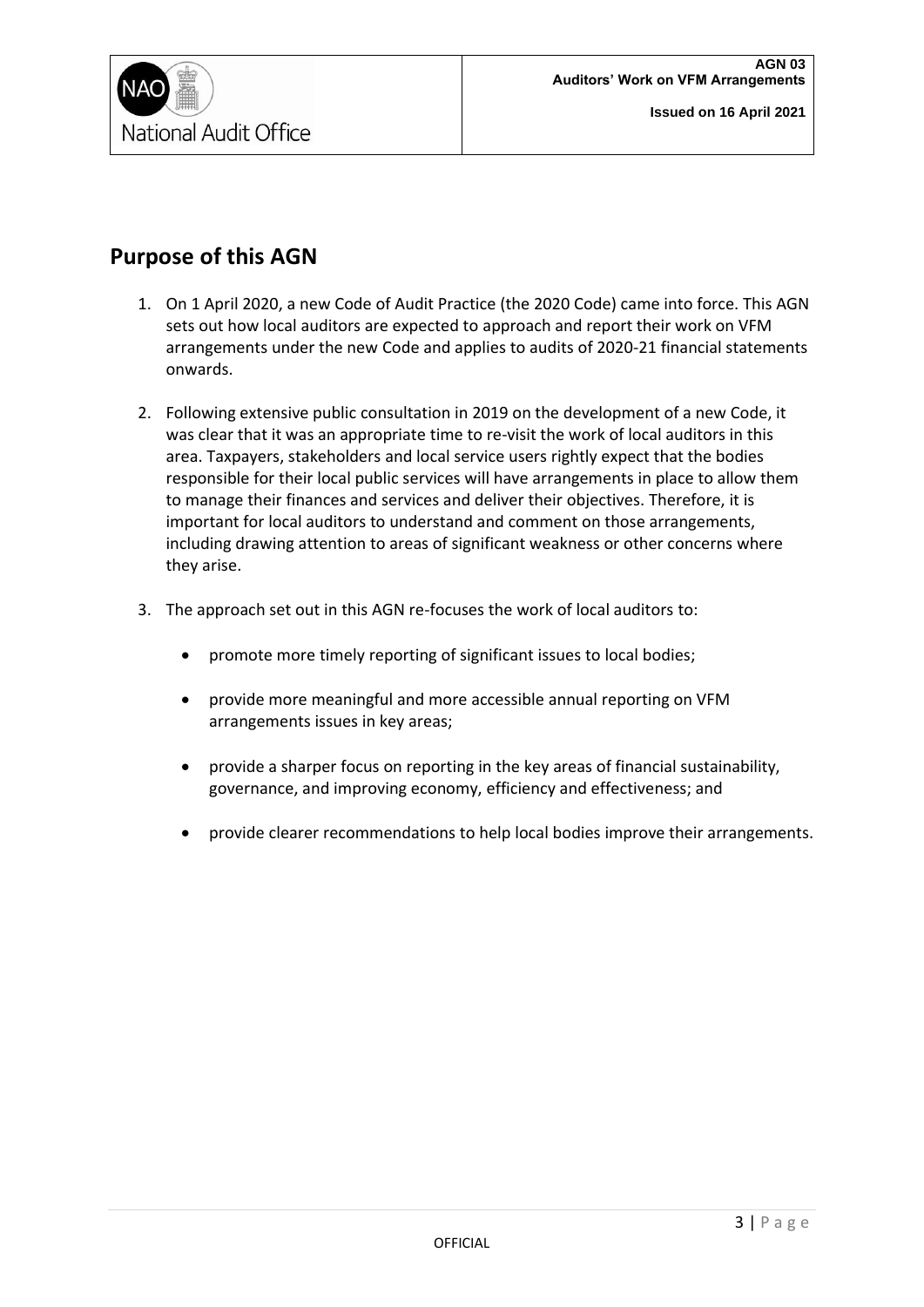## Purpose of this AGN

1. On 1 April 2020, a new Code of Audit Practice (the 2020 Code) came into force. This AGN sets out how local auditors are expected to approach and report their work on VFM arrangements under the new Code and applies to audits of 2020-21 financial statements onwards.

2. Following extensive public consultation in 2019 on the development of a new Code, it was clear that it was an appropriate time to re-visit the work of local auditors in this area. Taxpayers, stakeholders and local service users rightly expect that the bodies responsible for their local public services will have arrangements in place to allow them to manage their finances and services and deliver their objectives. Therefore, it is important for local auditors to understand and comment on those arrangements, including drawing attention to areas of significant weakness or other concerns where they arise.

3. The approach set out in this AGN re-focuses the work of local auditors to:

   - promote more timely reporting of significant issues to local bodies;
   - provide more meaningful and more accessible annual reporting on VFM arrangements issues in key areas;
   - provide a sharper focus on reporting in the key areas of financial sustainability, governance, and improving economy, efficiency and effectiveness; and
   - provide clearer recommendations to help local bodies improve their arrangements.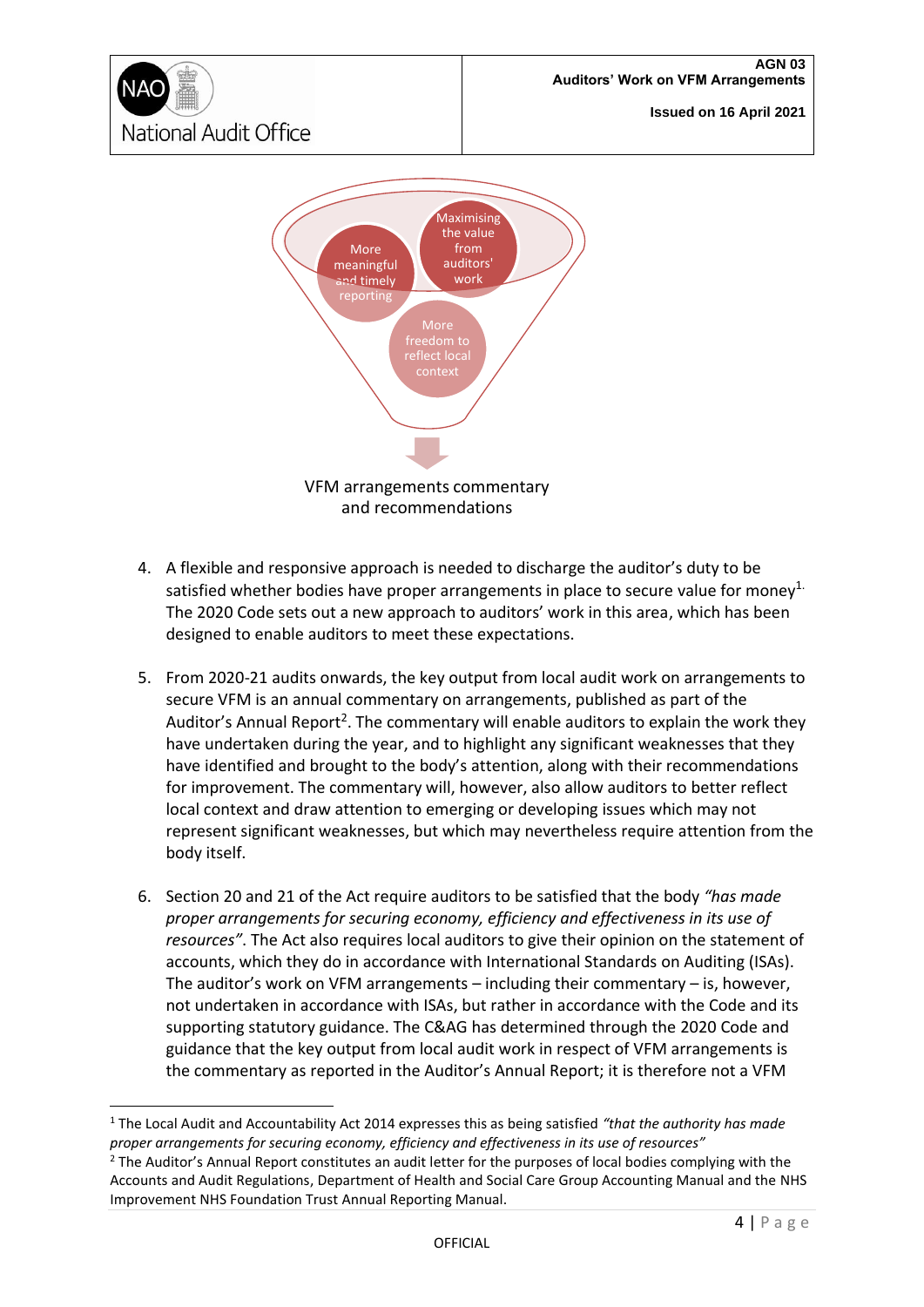More meaningful and timely reporting

Maximising the value from auditors' work

More freedom to reflect local context

VFM arrangements commentary and recommendations

4. A flexible and responsive approach is needed to discharge the auditor's duty to be satisfied whether bodies have proper arrangements in place to secure value for money[1]. The 2020 Code sets out a new approach to auditors' work in this area, which has been designed to enable auditors to meet these expectations.

5. From 2020-21 audits onwards, the key output from local audit work on arrangements to secure VFM is an annual commentary on arrangements, published as part of the Auditor's Annual Report[2]. The commentary will enable auditors to explain the work they have undertaken during the year, and to highlight any significant weaknesses that they have identified and brought to the body's attention, along with their recommendations for improvement. The commentary will, however, also allow auditors to better reflect local context and draw attention to emerging or developing issues which may not represent significant weaknesses, but which may nevertheless require attention from the body itself.

6. Section 20 and 21 of the Act require auditors to be satisfied that the body *"has made proper arrangements for securing economy, efficiency and effectiveness in its use of resources"*. The Act also requires local auditors to give their opinion on the statement of accounts, which they do in accordance with International Standards on Auditing (ISAs). The auditor's work on VFM arrangements – including their commentary – is, however, not undertaken in accordance with ISAs, but rather in accordance with the Code and its supporting statutory guidance. The C&AG has determined through the 2020 Code and guidance that the key output from local audit work in respect of VFM arrangements is the commentary as reported in the Auditor's Annual Report; it is therefore not a VFM

---

[1] The Local Audit and Accountability Act 2014 expresses this as being satisfied *"that the authority has made proper arrangements for securing economy, efficiency and effectiveness in its use of resources"*

[2] The Auditor's Annual Report constitutes an audit letter for the purposes of local bodies complying with the Accounts and Audit Regulations, Department of Health and Social Care Group Accounting Manual and the NHS Improvement NHS Foundation Trust Annual Reporting Manual.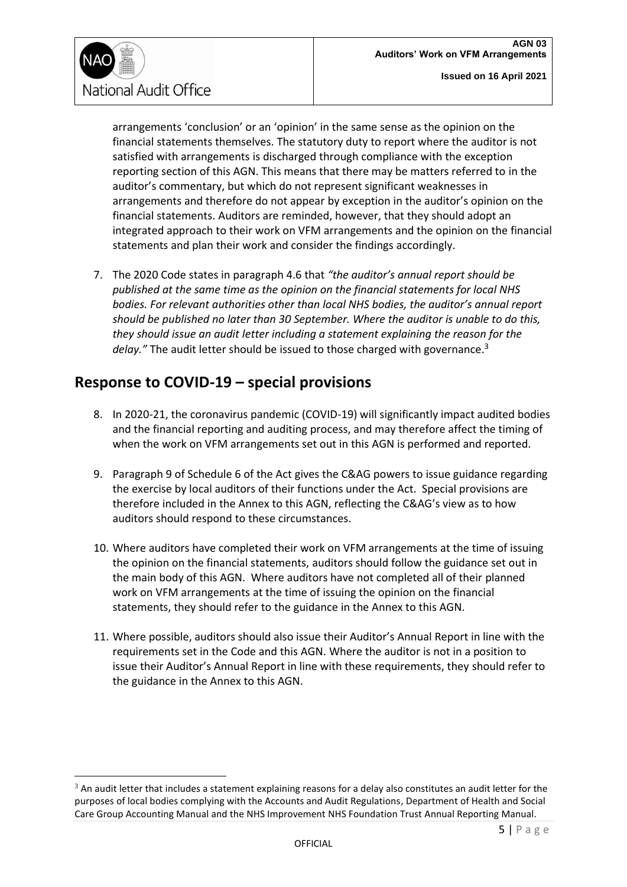arrangements 'conclusion' or an 'opinion' in the same sense as the opinion on the financial statements themselves. The statutory duty to report where the auditor is not satisfied with arrangements is discharged through compliance with the exception reporting section of this AGN. This means that there may be matters referred to in the auditor's commentary, but which do not represent significant weaknesses in arrangements and therefore do not appear by exception in the auditor's opinion on the financial statements. Auditors are reminded, however, that they should adopt an integrated approach to their work on VFM arrangements and the opinion on the financial statements and plan their work and consider the findings accordingly.

7. The 2020 Code states in paragraph 4.6 that *"the auditor's annual report should be published at the same time as the opinion on the financial statements for local NHS bodies. For relevant authorities other than local NHS bodies, the auditor's annual report should be published no later than 30 September. Where the auditor is unable to do this, they should issue an audit letter including a statement explaining the reason for the delay."* The audit letter should be issued to those charged with governance.[3]

## Response to COVID-19 – special provisions

8. In 2020-21, the coronavirus pandemic (COVID-19) will significantly impact audited bodies and the financial reporting and auditing process, and may therefore affect the timing of when the work on VFM arrangements set out in this AGN is performed and reported.

9. Paragraph 9 of Schedule 6 of the Act gives the C&AG powers to issue guidance regarding the exercise by local auditors of their functions under the Act. Special provisions are therefore included in the Annex to this AGN, reflecting the C&AG's view as to how auditors should respond to these circumstances.

10. Where auditors have completed their work on VFM arrangements at the time of issuing the opinion on the financial statements, auditors should follow the guidance set out in the main body of this AGN. Where auditors have not completed all of their planned work on VFM arrangements at the time of issuing the opinion on the financial statements, they should refer to the guidance in the Annex to this AGN.

11. Where possible, auditors should also issue their Auditor's Annual Report in line with the requirements set in the Code and this AGN. Where the auditor is not in a position to issue their Auditor's Annual Report in line with these requirements, they should refer to the guidance in the Annex to this AGN.

[3] An audit letter that includes a statement explaining reasons for a delay also constitutes an audit letter for the purposes of local bodies complying with the Accounts and Audit Regulations, Department of Health and Social Care Group Accounting Manual and the NHS Improvement NHS Foundation Trust Annual Reporting Manual.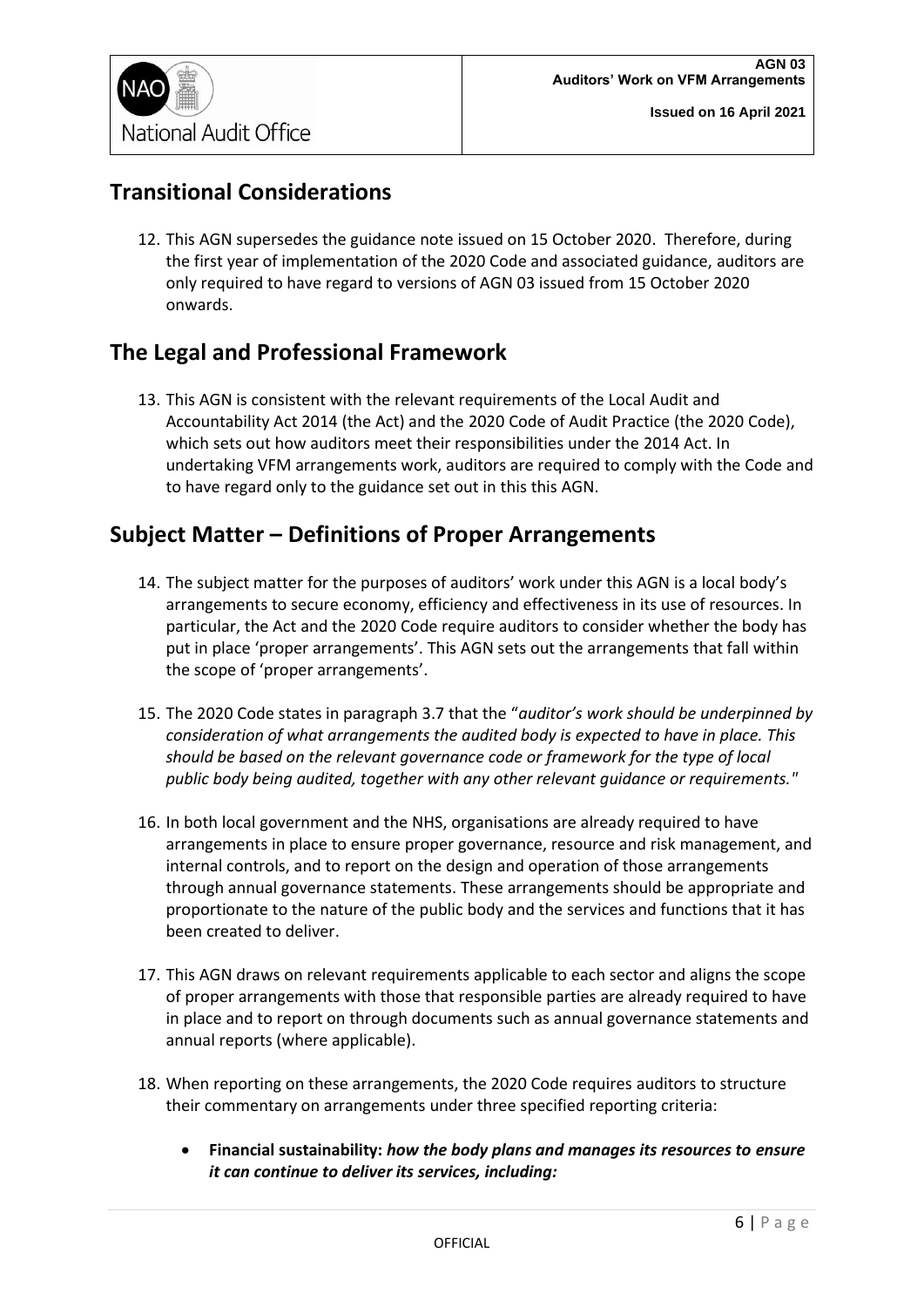## Transitional Considerations

12. This AGN supersedes the guidance note issued on 15 October 2020. Therefore, during the first year of implementation of the 2020 Code and associated guidance, auditors are only required to have regard to versions of AGN 03 issued from 15 October 2020 onwards.

## The Legal and Professional Framework

13. This AGN is consistent with the relevant requirements of the Local Audit and Accountability Act 2014 (the Act) and the 2020 Code of Audit Practice (the 2020 Code), which sets out how auditors meet their responsibilities under the 2014 Act. In undertaking VFM arrangements work, auditors are required to comply with the Code and to have regard only to the guidance set out in this this AGN.

## Subject Matter – Definitions of Proper Arrangements

14. The subject matter for the purposes of auditors' work under this AGN is a local body's arrangements to secure economy, efficiency and effectiveness in its use of resources. In particular, the Act and the 2020 Code require auditors to consider whether the body has put in place 'proper arrangements'. This AGN sets out the arrangements that fall within the scope of 'proper arrangements'.

15. The 2020 Code states in paragraph 3.7 that the "*auditor's work should be underpinned by consideration of what arrangements the audited body is expected to have in place. This should be based on the relevant governance code or framework for the type of local public body being audited, together with any other relevant guidance or requirements.*"

16. In both local government and the NHS, organisations are already required to have arrangements in place to ensure proper governance, resource and risk management, and internal controls, and to report on the design and operation of those arrangements through annual governance statements. These arrangements should be appropriate and proportionate to the nature of the public body and the services and functions that it has been created to deliver.

17. This AGN draws on relevant requirements applicable to each sector and aligns the scope of proper arrangements with those that responsible parties are already required to have in place and to report on through documents such as annual governance statements and annual reports (where applicable).

18. When reporting on these arrangements, the 2020 Code requires auditors to structure their commentary on arrangements under three specified reporting criteria:

    - **Financial sustainability:** ***how the body plans and manages its resources to ensure it can continue to deliver its services, including:***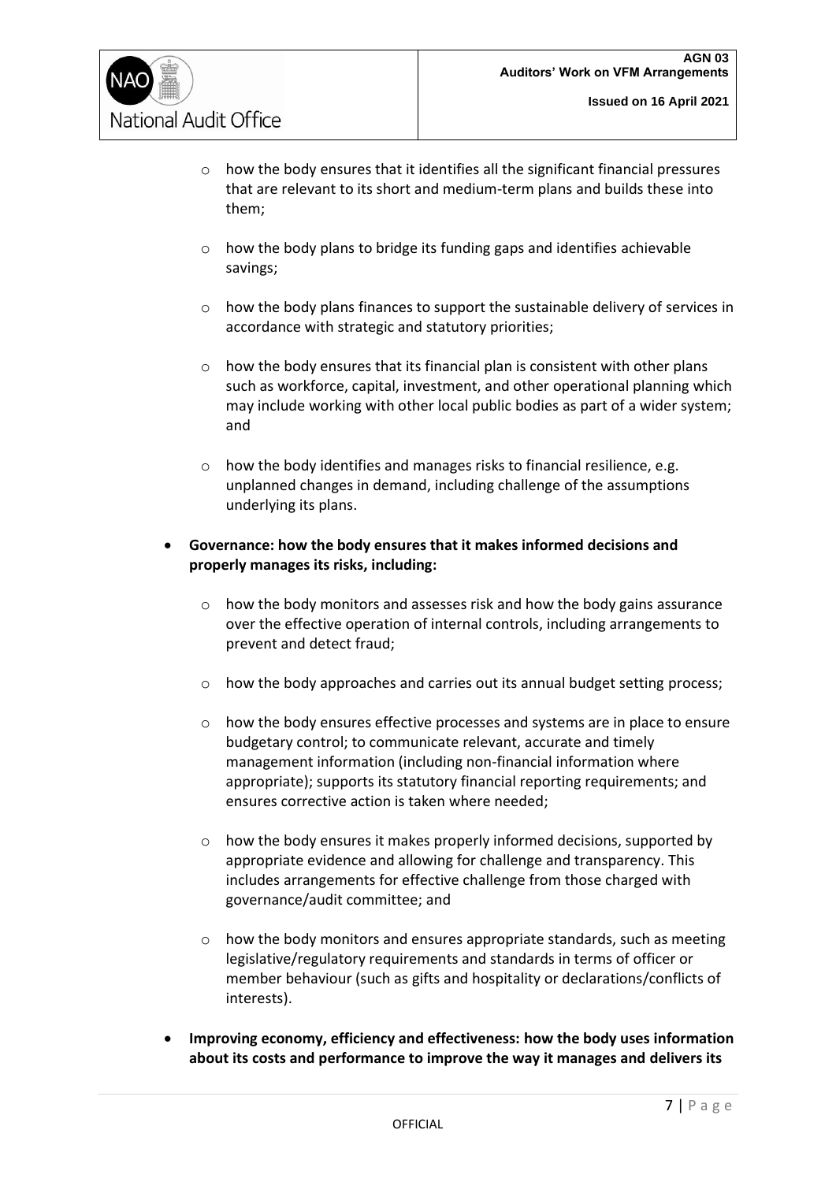- how the body ensures that it identifies all the significant financial pressures that are relevant to its short and medium-term plans and builds these into them;

  - how the body plans to bridge its funding gaps and identifies achievable savings;

  - how the body plans finances to support the sustainable delivery of services in accordance with strategic and statutory priorities;

  - how the body ensures that its financial plan is consistent with other plans such as workforce, capital, investment, and other operational planning which may include working with other local public bodies as part of a wider system; and

  - how the body identifies and manages risks to financial resilience, e.g. unplanned changes in demand, including challenge of the assumptions underlying its plans.

- **Governance: how the body ensures that it makes informed decisions and properly manages its risks, including:**

  - how the body monitors and assesses risk and how the body gains assurance over the effective operation of internal controls, including arrangements to prevent and detect fraud;

  - how the body approaches and carries out its annual budget setting process;

  - how the body ensures effective processes and systems are in place to ensure budgetary control; to communicate relevant, accurate and timely management information (including non-financial information where appropriate); supports its statutory financial reporting requirements; and ensures corrective action is taken where needed;

  - how the body ensures it makes properly informed decisions, supported by appropriate evidence and allowing for challenge and transparency. This includes arrangements for effective challenge from those charged with governance/audit committee; and

  - how the body monitors and ensures appropriate standards, such as meeting legislative/regulatory requirements and standards in terms of officer or member behaviour (such as gifts and hospitality or declarations/conflicts of interests).

- **Improving economy, efficiency and effectiveness: how the body uses information about its costs and performance to improve the way it manages and delivers its**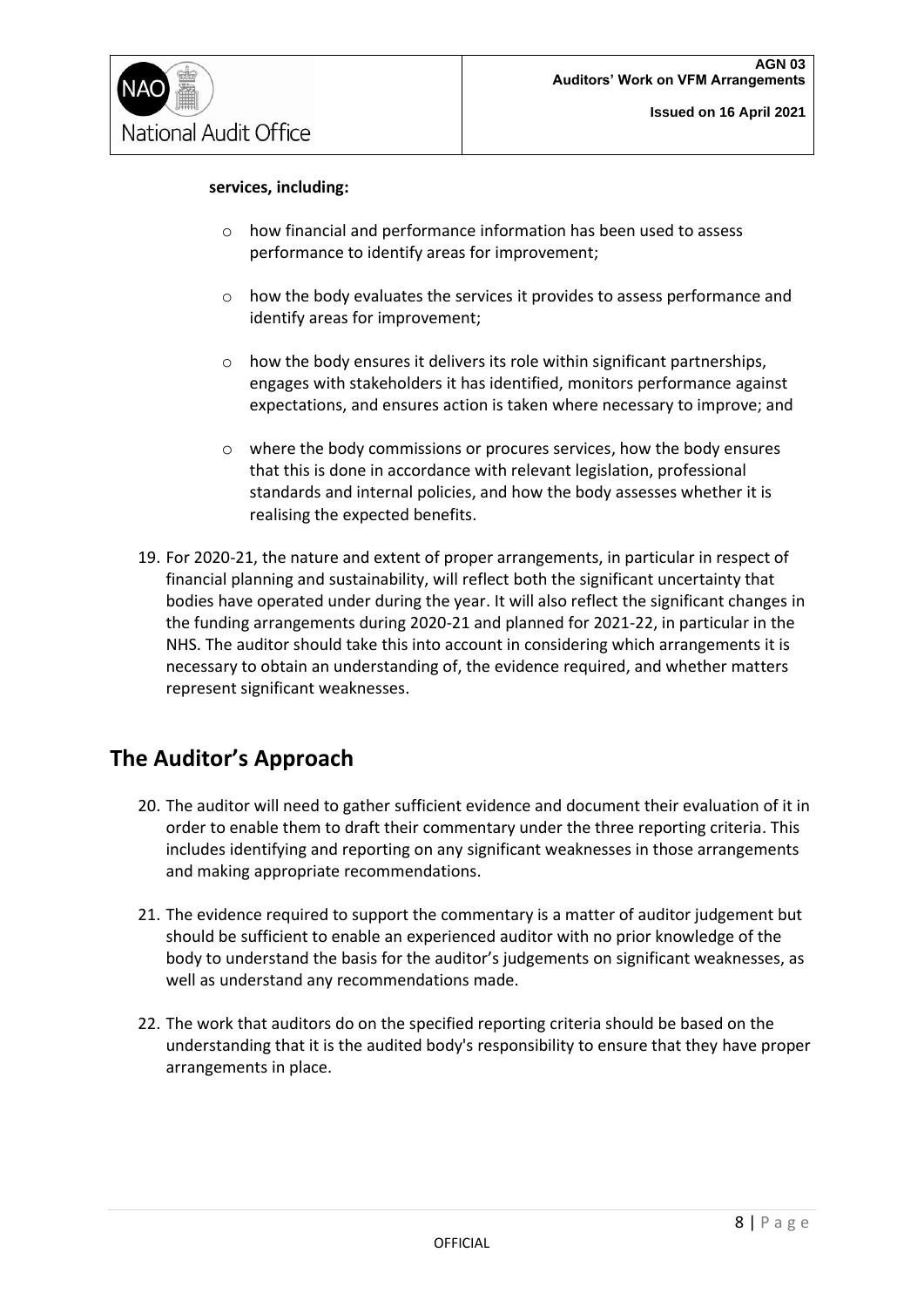**services, including:**

- how financial and performance information has been used to assess performance to identify areas for improvement;
- how the body evaluates the services it provides to assess performance and identify areas for improvement;
- how the body ensures it delivers its role within significant partnerships, engages with stakeholders it has identified, monitors performance against expectations, and ensures action is taken where necessary to improve; and
- where the body commissions or procures services, how the body ensures that this is done in accordance with relevant legislation, professional standards and internal policies, and how the body assesses whether it is realising the expected benefits.

19. For 2020-21, the nature and extent of proper arrangements, in particular in respect of financial planning and sustainability, will reflect both the significant uncertainty that bodies have operated under during the year. It will also reflect the significant changes in the funding arrangements during 2020-21 and planned for 2021-22, in particular in the NHS. The auditor should take this into account in considering which arrangements it is necessary to obtain an understanding of, the evidence required, and whether matters represent significant weaknesses.

## The Auditor's Approach

20. The auditor will need to gather sufficient evidence and document their evaluation of it in order to enable them to draft their commentary under the three reporting criteria. This includes identifying and reporting on any significant weaknesses in those arrangements and making appropriate recommendations.

21. The evidence required to support the commentary is a matter of auditor judgement but should be sufficient to enable an experienced auditor with no prior knowledge of the body to understand the basis for the auditor's judgements on significant weaknesses, as well as understand any recommendations made.

22. The work that auditors do on the specified reporting criteria should be based on the understanding that it is the audited body's responsibility to ensure that they have proper arrangements in place.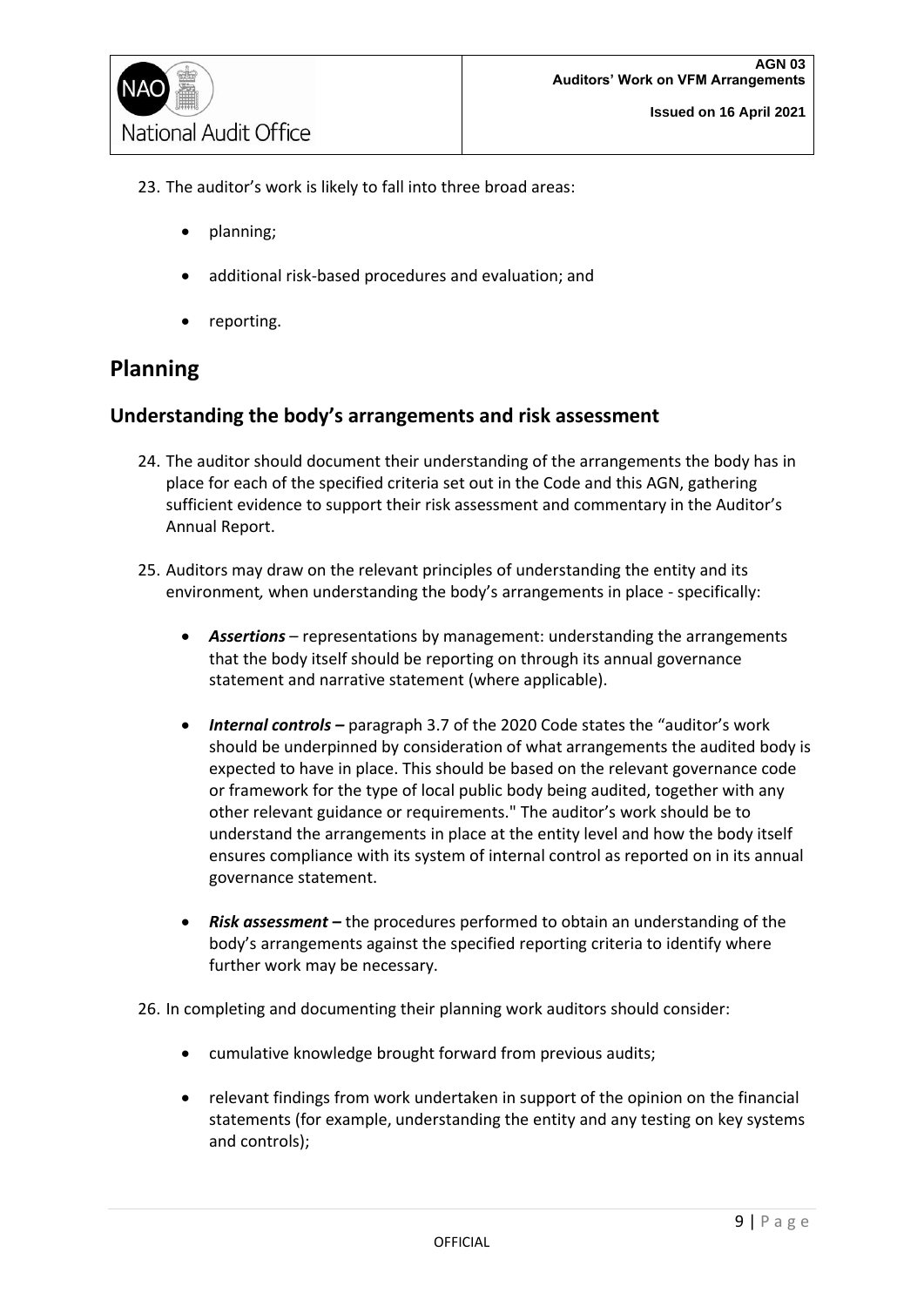23. The auditor's work is likely to fall into three broad areas:

    - planning;
    - additional risk-based procedures and evaluation; and
    - reporting.

## Planning

### Understanding the body's arrangements and risk assessment

24. The auditor should document their understanding of the arrangements the body has in place for each of the specified criteria set out in the Code and this AGN, gathering sufficient evidence to support their risk assessment and commentary in the Auditor's Annual Report.

25. Auditors may draw on the relevant principles of understanding the entity and its environment*,* when understanding the body's arrangements in place - specifically:

    - ***Assertions*** – representations by management: understanding the arrangements that the body itself should be reporting on through its annual governance statement and narrative statement (where applicable).
    - ***Internal controls –*** paragraph 3.7 of the 2020 Code states the "auditor's work should be underpinned by consideration of what arrangements the audited body is expected to have in place. This should be based on the relevant governance code or framework for the type of local public body being audited, together with any other relevant guidance or requirements." The auditor's work should be to understand the arrangements in place at the entity level and how the body itself ensures compliance with its system of internal control as reported on in its annual governance statement.
    - ***Risk assessment –*** the procedures performed to obtain an understanding of the body's arrangements against the specified reporting criteria to identify where further work may be necessary.

26. In completing and documenting their planning work auditors should consider:

    - cumulative knowledge brought forward from previous audits;
    - relevant findings from work undertaken in support of the opinion on the financial statements (for example, understanding the entity and any testing on key systems and controls);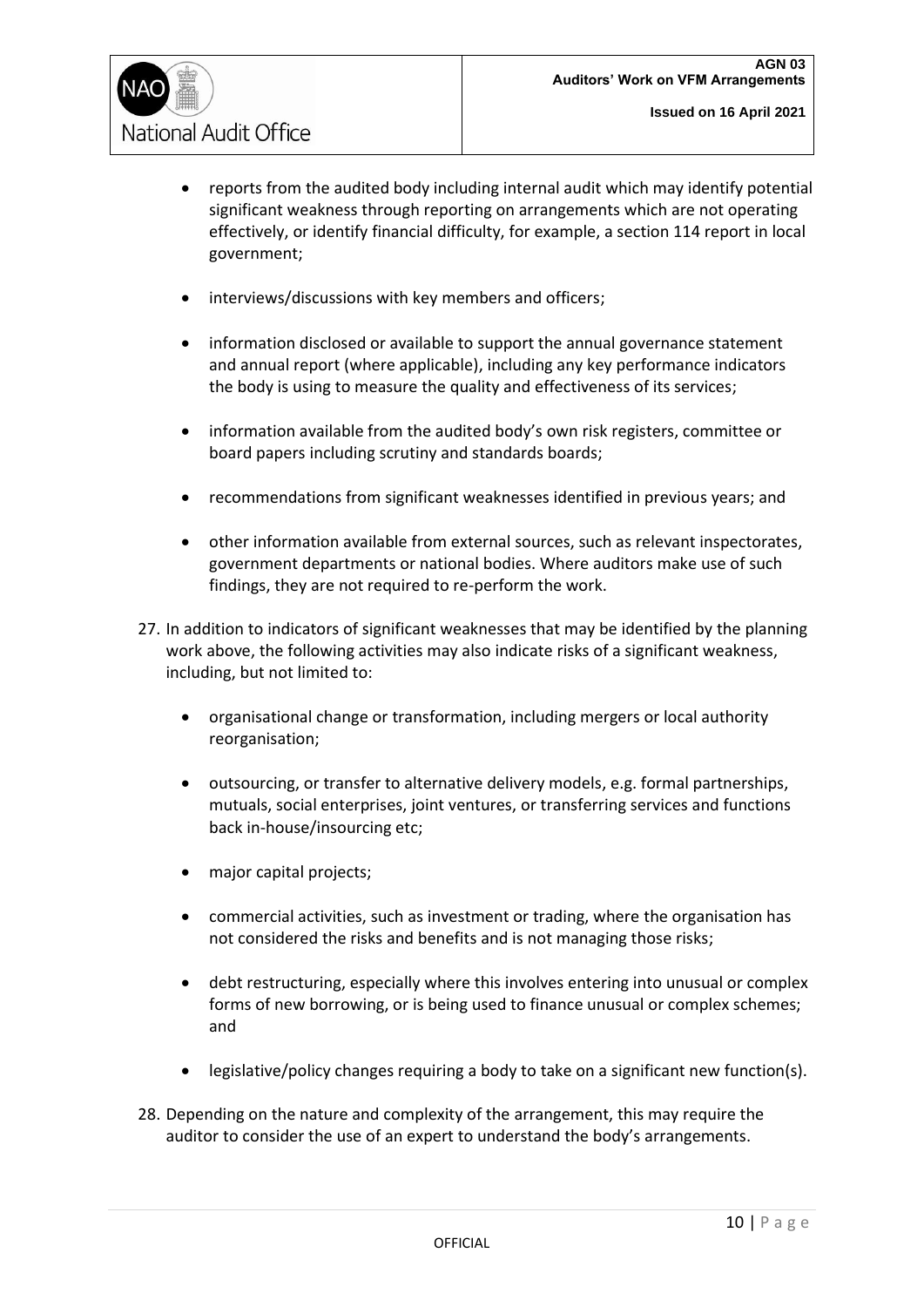- reports from the audited body including internal audit which may identify potential significant weakness through reporting on arrangements which are not operating effectively, or identify financial difficulty, for example, a section 114 report in local government;

- interviews/discussions with key members and officers;

- information disclosed or available to support the annual governance statement and annual report (where applicable), including any key performance indicators the body is using to measure the quality and effectiveness of its services;

- information available from the audited body's own risk registers, committee or board papers including scrutiny and standards boards;

- recommendations from significant weaknesses identified in previous years; and

- other information available from external sources, such as relevant inspectorates, government departments or national bodies. Where auditors make use of such findings, they are not required to re-perform the work.

27. In addition to indicators of significant weaknesses that may be identified by the planning work above, the following activities may also indicate risks of a significant weakness, including, but not limited to:

    - organisational change or transformation, including mergers or local authority reorganisation;

    - outsourcing, or transfer to alternative delivery models, e.g. formal partnerships, mutuals, social enterprises, joint ventures, or transferring services and functions back in-house/insourcing etc;

    - major capital projects;

    - commercial activities, such as investment or trading, where the organisation has not considered the risks and benefits and is not managing those risks;

    - debt restructuring, especially where this involves entering into unusual or complex forms of new borrowing, or is being used to finance unusual or complex schemes; and

    - legislative/policy changes requiring a body to take on a significant new function(s).

28. Depending on the nature and complexity of the arrangement, this may require the auditor to consider the use of an expert to understand the body's arrangements.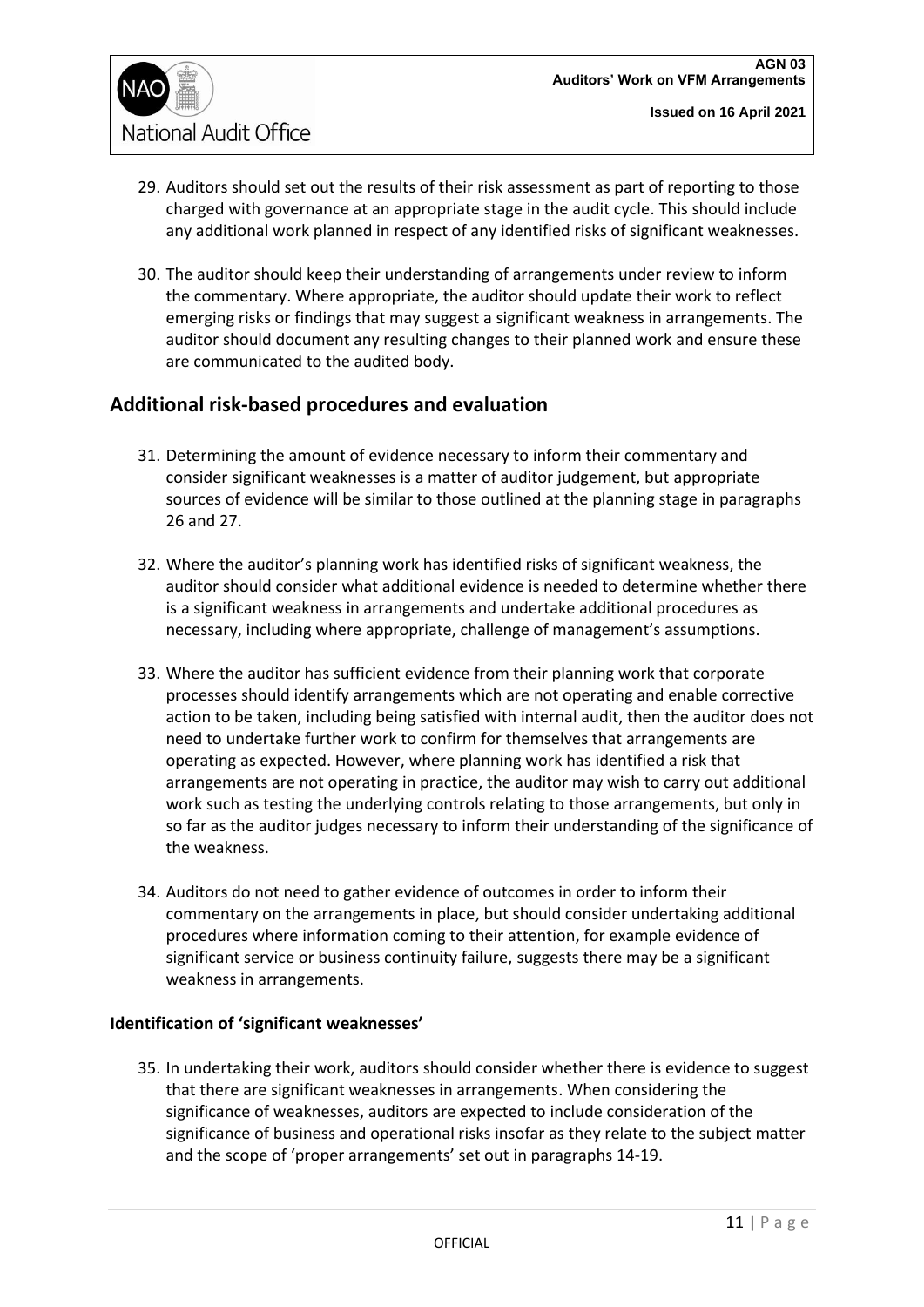29. Auditors should set out the results of their risk assessment as part of reporting to those charged with governance at an appropriate stage in the audit cycle. This should include any additional work planned in respect of any identified risks of significant weaknesses.

30. The auditor should keep their understanding of arrangements under review to inform the commentary. Where appropriate, the auditor should update their work to reflect emerging risks or findings that may suggest a significant weakness in arrangements. The auditor should document any resulting changes to their planned work and ensure these are communicated to the audited body.

## Additional risk-based procedures and evaluation

31. Determining the amount of evidence necessary to inform their commentary and consider significant weaknesses is a matter of auditor judgement, but appropriate sources of evidence will be similar to those outlined at the planning stage in paragraphs 26 and 27.

32. Where the auditor's planning work has identified risks of significant weakness, the auditor should consider what additional evidence is needed to determine whether there is a significant weakness in arrangements and undertake additional procedures as necessary, including where appropriate, challenge of management's assumptions.

33. Where the auditor has sufficient evidence from their planning work that corporate processes should identify arrangements which are not operating and enable corrective action to be taken, including being satisfied with internal audit, then the auditor does not need to undertake further work to confirm for themselves that arrangements are operating as expected. However, where planning work has identified a risk that arrangements are not operating in practice, the auditor may wish to carry out additional work such as testing the underlying controls relating to those arrangements, but only in so far as the auditor judges necessary to inform their understanding of the significance of the weakness.

34. Auditors do not need to gather evidence of outcomes in order to inform their commentary on the arrangements in place, but should consider undertaking additional procedures where information coming to their attention, for example evidence of significant service or business continuity failure, suggests there may be a significant weakness in arrangements.

### Identification of 'significant weaknesses'

35. In undertaking their work, auditors should consider whether there is evidence to suggest that there are significant weaknesses in arrangements. When considering the significance of weaknesses, auditors are expected to include consideration of the significance of business and operational risks insofar as they relate to the subject matter and the scope of 'proper arrangements' set out in paragraphs 14-19.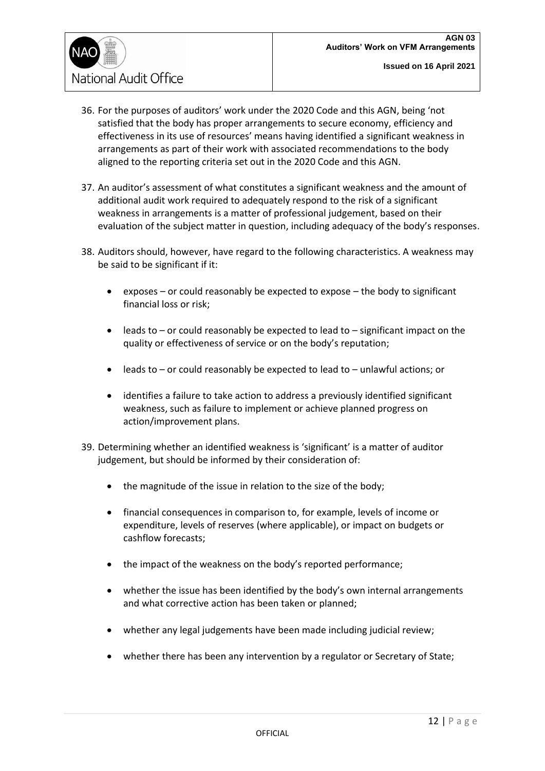36. For the purposes of auditors' work under the 2020 Code and this AGN, being 'not satisfied that the body has proper arrangements to secure economy, efficiency and effectiveness in its use of resources' means having identified a significant weakness in arrangements as part of their work with associated recommendations to the body aligned to the reporting criteria set out in the 2020 Code and this AGN.

37. An auditor's assessment of what constitutes a significant weakness and the amount of additional audit work required to adequately respond to the risk of a significant weakness in arrangements is a matter of professional judgement, based on their evaluation of the subject matter in question, including adequacy of the body's responses.

38. Auditors should, however, have regard to the following characteristics. A weakness may be said to be significant if it:

    - exposes – or could reasonably be expected to expose – the body to significant financial loss or risk;
    - leads to – or could reasonably be expected to lead to – significant impact on the quality or effectiveness of service or on the body's reputation;
    - leads to – or could reasonably be expected to lead to – unlawful actions; or
    - identifies a failure to take action to address a previously identified significant weakness, such as failure to implement or achieve planned progress on action/improvement plans.

39. Determining whether an identified weakness is 'significant' is a matter of auditor judgement, but should be informed by their consideration of:

    - the magnitude of the issue in relation to the size of the body;
    - financial consequences in comparison to, for example, levels of income or expenditure, levels of reserves (where applicable), or impact on budgets or cashflow forecasts;
    - the impact of the weakness on the body's reported performance;
    - whether the issue has been identified by the body's own internal arrangements and what corrective action has been taken or planned;
    - whether any legal judgements have been made including judicial review;
    - whether there has been any intervention by a regulator or Secretary of State;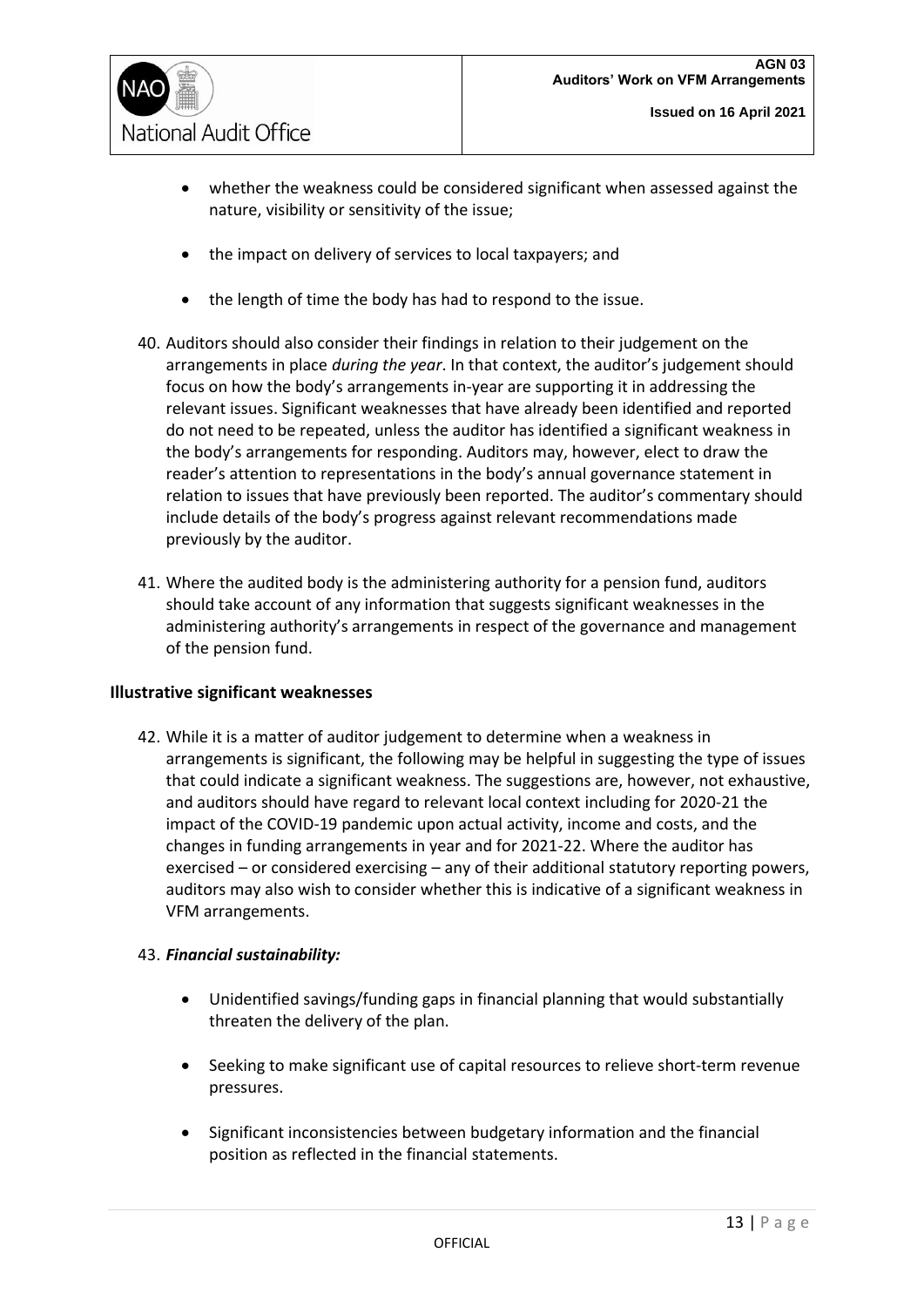- whether the weakness could be considered significant when assessed against the nature, visibility or sensitivity of the issue;
- the impact on delivery of services to local taxpayers; and
- the length of time the body has had to respond to the issue.

40. Auditors should also consider their findings in relation to their judgement on the arrangements in place *during the year*. In that context, the auditor's judgement should focus on how the body's arrangements in-year are supporting it in addressing the relevant issues. Significant weaknesses that have already been identified and reported do not need to be repeated, unless the auditor has identified a significant weakness in the body's arrangements for responding. Auditors may, however, elect to draw the reader's attention to representations in the body's annual governance statement in relation to issues that have previously been reported. The auditor's commentary should include details of the body's progress against relevant recommendations made previously by the auditor.

41. Where the audited body is the administering authority for a pension fund, auditors should take account of any information that suggests significant weaknesses in the administering authority's arrangements in respect of the governance and management of the pension fund.

**Illustrative significant weaknesses**

42. While it is a matter of auditor judgement to determine when a weakness in arrangements is significant, the following may be helpful in suggesting the type of issues that could indicate a significant weakness. The suggestions are, however, not exhaustive, and auditors should have regard to relevant local context including for 2020-21 the impact of the COVID-19 pandemic upon actual activity, income and costs, and the changes in funding arrangements in year and for 2021-22. Where the auditor has exercised – or considered exercising – any of their additional statutory reporting powers, auditors may also wish to consider whether this is indicative of a significant weakness in VFM arrangements.

43. ***Financial sustainability:***

    - Unidentified savings/funding gaps in financial planning that would substantially threaten the delivery of the plan.
    - Seeking to make significant use of capital resources to relieve short-term revenue pressures.
    - Significant inconsistencies between budgetary information and the financial position as reflected in the financial statements.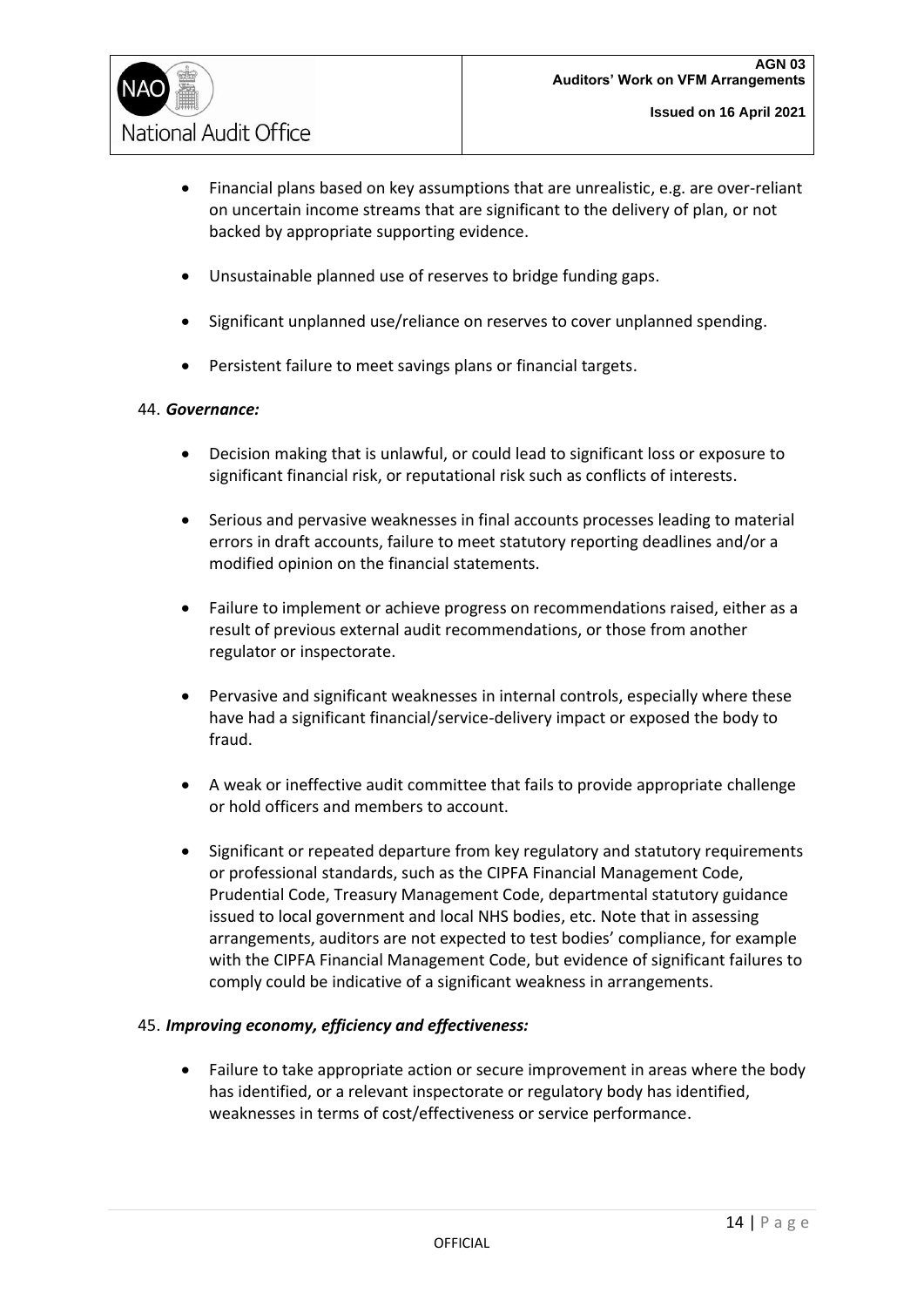- Financial plans based on key assumptions that are unrealistic, e.g. are over-reliant on uncertain income streams that are significant to the delivery of plan, or not backed by appropriate supporting evidence.

- Unsustainable planned use of reserves to bridge funding gaps.

- Significant unplanned use/reliance on reserves to cover unplanned spending.

- Persistent failure to meet savings plans or financial targets.

44. ***Governance:***

- Decision making that is unlawful, or could lead to significant loss or exposure to significant financial risk, or reputational risk such as conflicts of interests.

- Serious and pervasive weaknesses in final accounts processes leading to material errors in draft accounts, failure to meet statutory reporting deadlines and/or a modified opinion on the financial statements.

- Failure to implement or achieve progress on recommendations raised, either as a result of previous external audit recommendations, or those from another regulator or inspectorate.

- Pervasive and significant weaknesses in internal controls, especially where these have had a significant financial/service-delivery impact or exposed the body to fraud.

- A weak or ineffective audit committee that fails to provide appropriate challenge or hold officers and members to account.

- Significant or repeated departure from key regulatory and statutory requirements or professional standards, such as the CIPFA Financial Management Code, Prudential Code, Treasury Management Code, departmental statutory guidance issued to local government and local NHS bodies, etc. Note that in assessing arrangements, auditors are not expected to test bodies' compliance, for example with the CIPFA Financial Management Code, but evidence of significant failures to comply could be indicative of a significant weakness in arrangements.

45. ***Improving economy, efficiency and effectiveness:***

- Failure to take appropriate action or secure improvement in areas where the body has identified, or a relevant inspectorate or regulatory body has identified, weaknesses in terms of cost/effectiveness or service performance.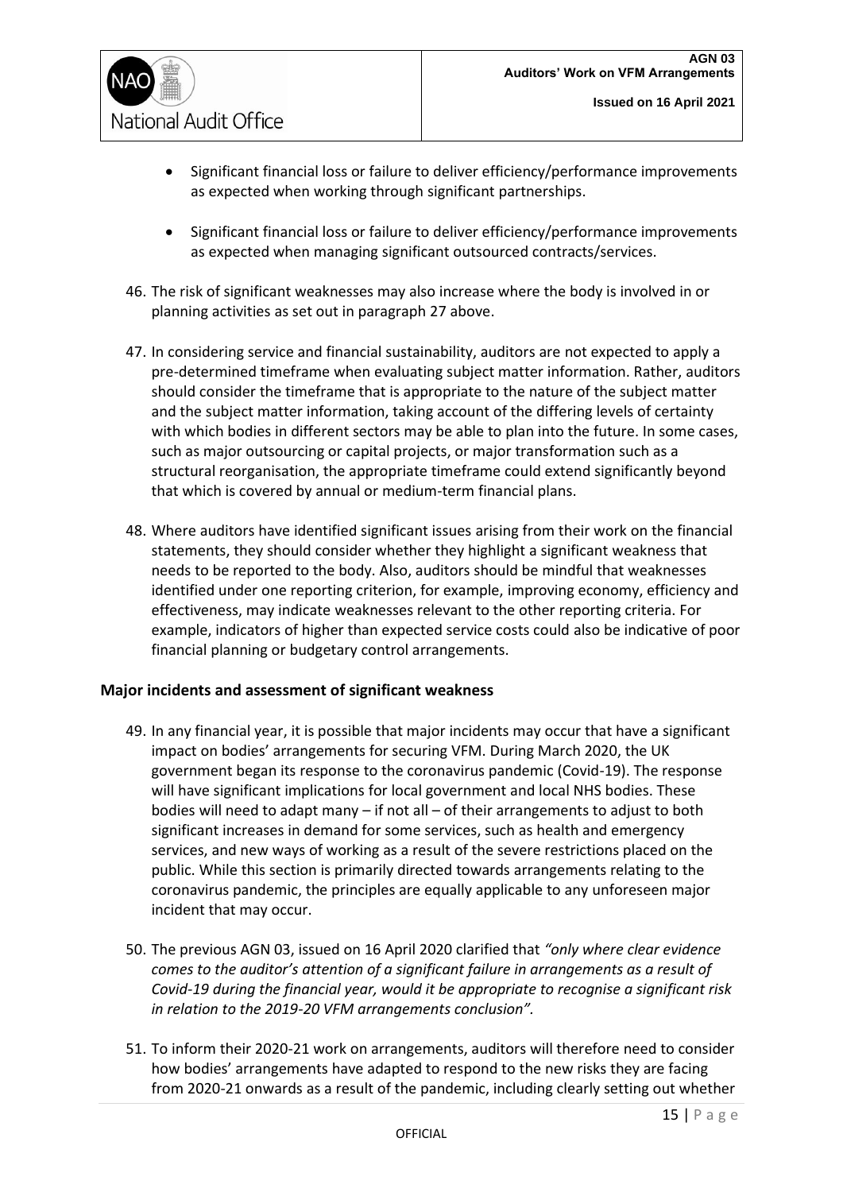- Significant financial loss or failure to deliver efficiency/performance improvements as expected when working through significant partnerships.

- Significant financial loss or failure to deliver efficiency/performance improvements as expected when managing significant outsourced contracts/services.

46. The risk of significant weaknesses may also increase where the body is involved in or planning activities as set out in paragraph 27 above.

47. In considering service and financial sustainability, auditors are not expected to apply a pre-determined timeframe when evaluating subject matter information. Rather, auditors should consider the timeframe that is appropriate to the nature of the subject matter and the subject matter information, taking account of the differing levels of certainty with which bodies in different sectors may be able to plan into the future. In some cases, such as major outsourcing or capital projects, or major transformation such as a structural reorganisation, the appropriate timeframe could extend significantly beyond that which is covered by annual or medium-term financial plans.

48. Where auditors have identified significant issues arising from their work on the financial statements, they should consider whether they highlight a significant weakness that needs to be reported to the body. Also, auditors should be mindful that weaknesses identified under one reporting criterion, for example, improving economy, efficiency and effectiveness, may indicate weaknesses relevant to the other reporting criteria. For example, indicators of higher than expected service costs could also be indicative of poor financial planning or budgetary control arrangements.

### Major incidents and assessment of significant weakness

49. In any financial year, it is possible that major incidents may occur that have a significant impact on bodies' arrangements for securing VFM. During March 2020, the UK government began its response to the coronavirus pandemic (Covid-19). The response will have significant implications for local government and local NHS bodies. These bodies will need to adapt many – if not all – of their arrangements to adjust to both significant increases in demand for some services, such as health and emergency services, and new ways of working as a result of the severe restrictions placed on the public. While this section is primarily directed towards arrangements relating to the coronavirus pandemic, the principles are equally applicable to any unforeseen major incident that may occur.

50. The previous AGN 03, issued on 16 April 2020 clarified that *"only where clear evidence comes to the auditor's attention of a significant failure in arrangements as a result of Covid-19 during the financial year, would it be appropriate to recognise a significant risk in relation to the 2019-20 VFM arrangements conclusion".*

51. To inform their 2020-21 work on arrangements, auditors will therefore need to consider how bodies' arrangements have adapted to respond to the new risks they are facing from 2020-21 onwards as a result of the pandemic, including clearly setting out whether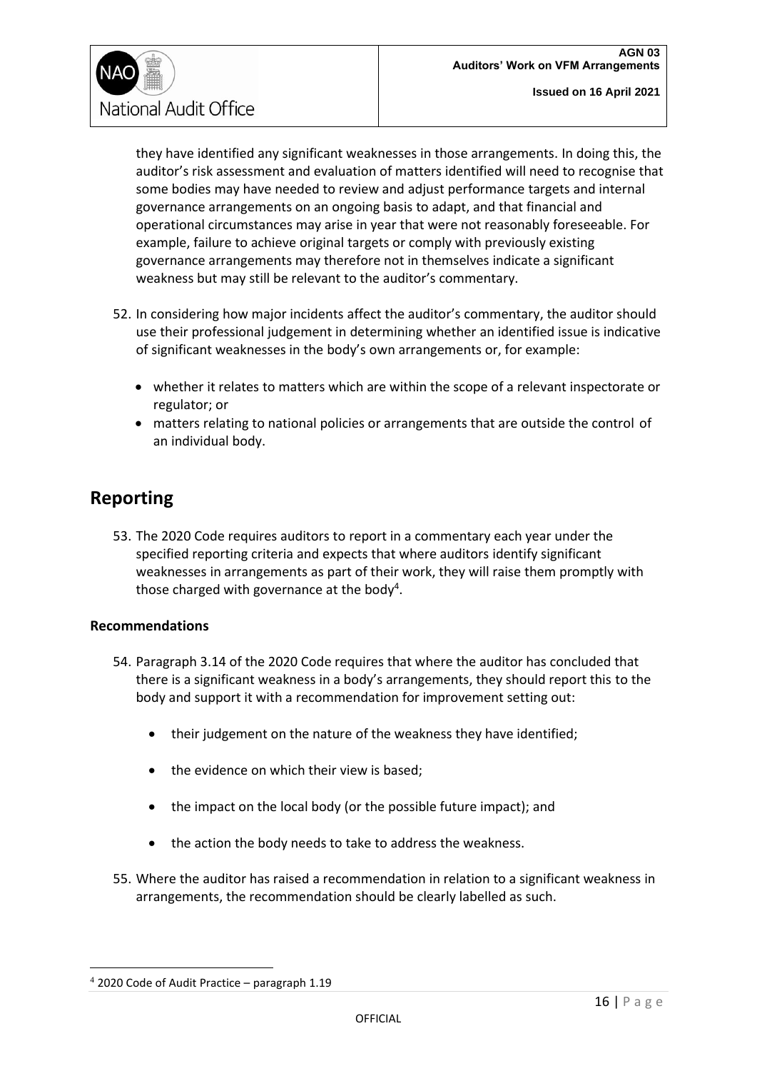they have identified any significant weaknesses in those arrangements. In doing this, the auditor's risk assessment and evaluation of matters identified will need to recognise that some bodies may have needed to review and adjust performance targets and internal governance arrangements on an ongoing basis to adapt, and that financial and operational circumstances may arise in year that were not reasonably foreseeable. For example, failure to achieve original targets or comply with previously existing governance arrangements may therefore not in themselves indicate a significant weakness but may still be relevant to the auditor's commentary.

52. In considering how major incidents affect the auditor's commentary, the auditor should use their professional judgement in determining whether an identified issue is indicative of significant weaknesses in the body's own arrangements or, for example:

    - whether it relates to matters which are within the scope of a relevant inspectorate or regulator; or
    - matters relating to national policies or arrangements that are outside the control of an individual body.

## Reporting

53. The 2020 Code requires auditors to report in a commentary each year under the specified reporting criteria and expects that where auditors identify significant weaknesses in arrangements as part of their work, they will raise them promptly with those charged with governance at the body[4].

### Recommendations

54. Paragraph 3.14 of the 2020 Code requires that where the auditor has concluded that there is a significant weakness in a body's arrangements, they should report this to the body and support it with a recommendation for improvement setting out:

    - their judgement on the nature of the weakness they have identified;
    - the evidence on which their view is based;
    - the impact on the local body (or the possible future impact); and
    - the action the body needs to take to address the weakness.

55. Where the auditor has raised a recommendation in relation to a significant weakness in arrangements, the recommendation should be clearly labelled as such.

[4] 2020 Code of Audit Practice – paragraph 1.19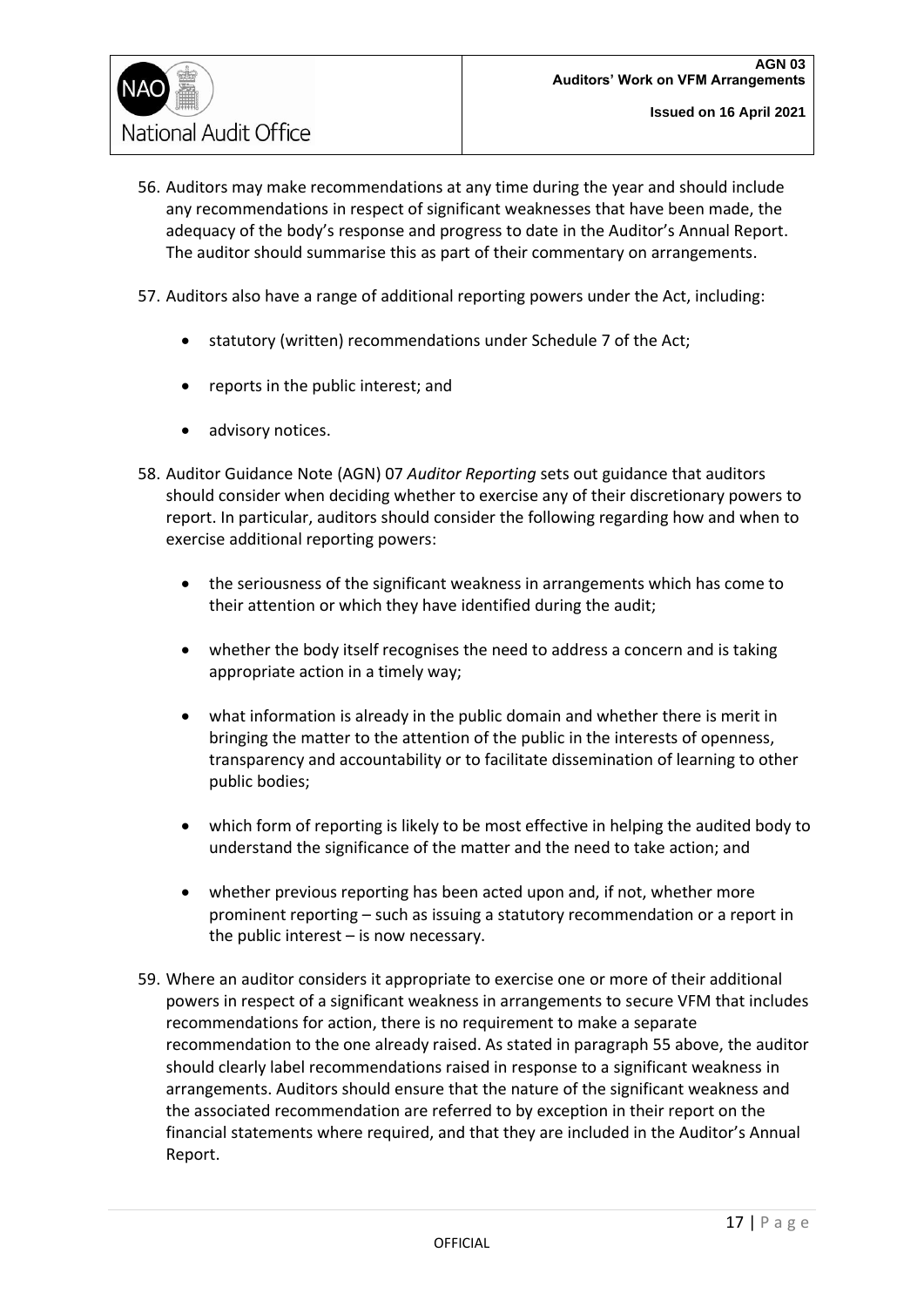56. Auditors may make recommendations at any time during the year and should include any recommendations in respect of significant weaknesses that have been made, the adequacy of the body's response and progress to date in the Auditor's Annual Report. The auditor should summarise this as part of their commentary on arrangements.

57. Auditors also have a range of additional reporting powers under the Act, including:

    - statutory (written) recommendations under Schedule 7 of the Act;
    - reports in the public interest; and
    - advisory notices.

58. Auditor Guidance Note (AGN) 07 *Auditor Reporting* sets out guidance that auditors should consider when deciding whether to exercise any of their discretionary powers to report. In particular, auditors should consider the following regarding how and when to exercise additional reporting powers:

    - the seriousness of the significant weakness in arrangements which has come to their attention or which they have identified during the audit;
    - whether the body itself recognises the need to address a concern and is taking appropriate action in a timely way;
    - what information is already in the public domain and whether there is merit in bringing the matter to the attention of the public in the interests of openness, transparency and accountability or to facilitate dissemination of learning to other public bodies;
    - which form of reporting is likely to be most effective in helping the audited body to understand the significance of the matter and the need to take action; and
    - whether previous reporting has been acted upon and, if not, whether more prominent reporting – such as issuing a statutory recommendation or a report in the public interest – is now necessary.

59. Where an auditor considers it appropriate to exercise one or more of their additional powers in respect of a significant weakness in arrangements to secure VFM that includes recommendations for action, there is no requirement to make a separate recommendation to the one already raised. As stated in paragraph 55 above, the auditor should clearly label recommendations raised in response to a significant weakness in arrangements. Auditors should ensure that the nature of the significant weakness and the associated recommendation are referred to by exception in their report on the financial statements where required, and that they are included in the Auditor's Annual Report.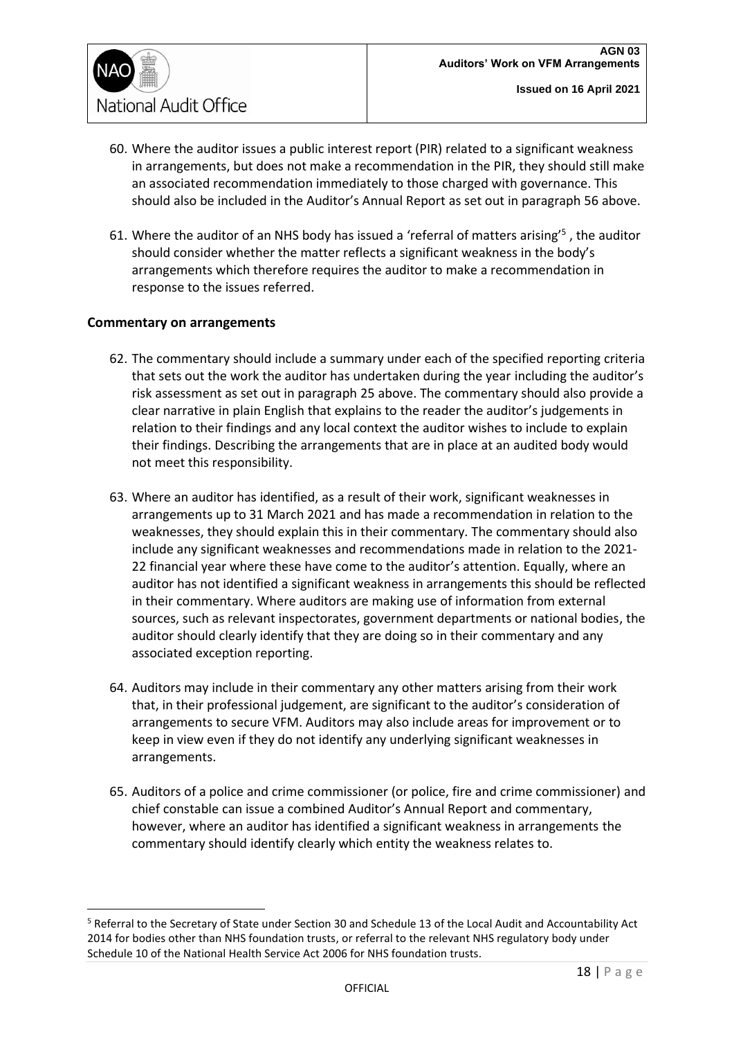60. Where the auditor issues a public interest report (PIR) related to a significant weakness in arrangements, but does not make a recommendation in the PIR, they should still make an associated recommendation immediately to those charged with governance. This should also be included in the Auditor's Annual Report as set out in paragraph 56 above.

61. Where the auditor of an NHS body has issued a 'referral of matters arising'[5] , the auditor should consider whether the matter reflects a significant weakness in the body's arrangements which therefore requires the auditor to make a recommendation in response to the issues referred.

**Commentary on arrangements**

62. The commentary should include a summary under each of the specified reporting criteria that sets out the work the auditor has undertaken during the year including the auditor's risk assessment as set out in paragraph 25 above. The commentary should also provide a clear narrative in plain English that explains to the reader the auditor's judgements in relation to their findings and any local context the auditor wishes to include to explain their findings. Describing the arrangements that are in place at an audited body would not meet this responsibility.

63. Where an auditor has identified, as a result of their work, significant weaknesses in arrangements up to 31 March 2021 and has made a recommendation in relation to the weaknesses, they should explain this in their commentary. The commentary should also include any significant weaknesses and recommendations made in relation to the 2021-22 financial year where these have come to the auditor's attention. Equally, where an auditor has not identified a significant weakness in arrangements this should be reflected in their commentary. Where auditors are making use of information from external sources, such as relevant inspectorates, government departments or national bodies, the auditor should clearly identify that they are doing so in their commentary and any associated exception reporting.

64. Auditors may include in their commentary any other matters arising from their work that, in their professional judgement, are significant to the auditor's consideration of arrangements to secure VFM. Auditors may also include areas for improvement or to keep in view even if they do not identify any underlying significant weaknesses in arrangements.

65. Auditors of a police and crime commissioner (or police, fire and crime commissioner) and chief constable can issue a combined Auditor's Annual Report and commentary, however, where an auditor has identified a significant weakness in arrangements the commentary should identify clearly which entity the weakness relates to.

[5] Referral to the Secretary of State under Section 30 and Schedule 13 of the Local Audit and Accountability Act 2014 for bodies other than NHS foundation trusts, or referral to the relevant NHS regulatory body under Schedule 10 of the National Health Service Act 2006 for NHS foundation trusts.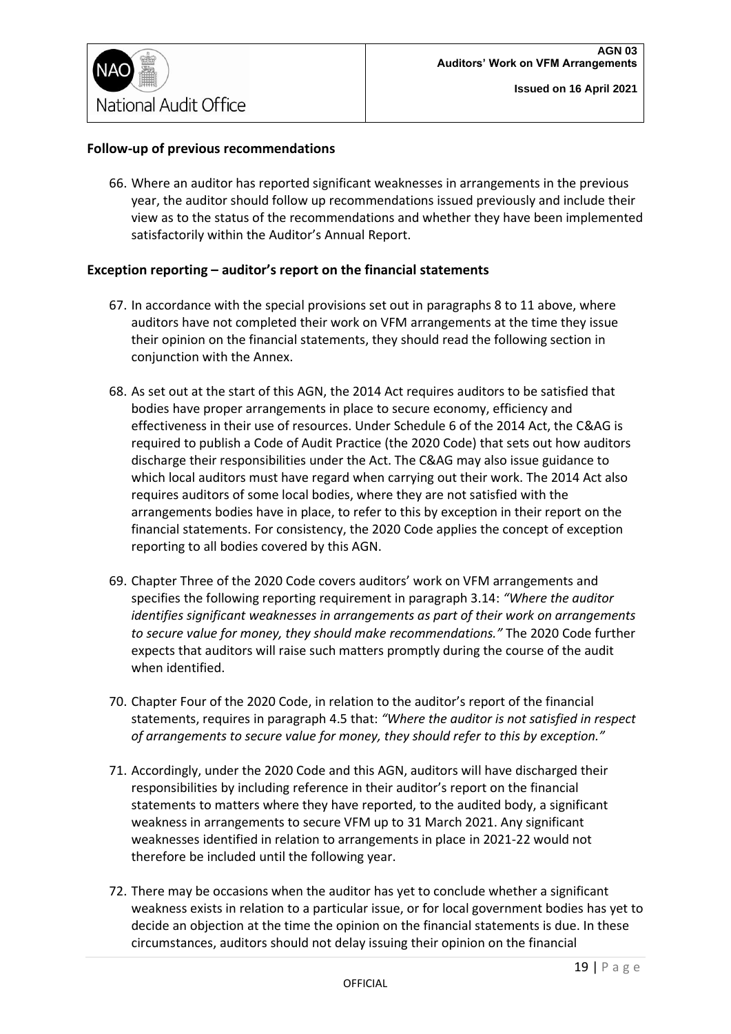**Follow-up of previous recommendations**

66. Where an auditor has reported significant weaknesses in arrangements in the previous year, the auditor should follow up recommendations issued previously and include their view as to the status of the recommendations and whether they have been implemented satisfactorily within the Auditor's Annual Report.

**Exception reporting – auditor's report on the financial statements**

67. In accordance with the special provisions set out in paragraphs 8 to 11 above, where auditors have not completed their work on VFM arrangements at the time they issue their opinion on the financial statements, they should read the following section in conjunction with the Annex.

68. As set out at the start of this AGN, the 2014 Act requires auditors to be satisfied that bodies have proper arrangements in place to secure economy, efficiency and effectiveness in their use of resources. Under Schedule 6 of the 2014 Act, the C&AG is required to publish a Code of Audit Practice (the 2020 Code) that sets out how auditors discharge their responsibilities under the Act. The C&AG may also issue guidance to which local auditors must have regard when carrying out their work. The 2014 Act also requires auditors of some local bodies, where they are not satisfied with the arrangements bodies have in place, to refer to this by exception in their report on the financial statements. For consistency, the 2020 Code applies the concept of exception reporting to all bodies covered by this AGN.

69. Chapter Three of the 2020 Code covers auditors' work on VFM arrangements and specifies the following reporting requirement in paragraph 3.14: *"Where the auditor identifies significant weaknesses in arrangements as part of their work on arrangements to secure value for money, they should make recommendations."* The 2020 Code further expects that auditors will raise such matters promptly during the course of the audit when identified.

70. Chapter Four of the 2020 Code, in relation to the auditor's report of the financial statements, requires in paragraph 4.5 that: *"Where the auditor is not satisfied in respect of arrangements to secure value for money, they should refer to this by exception."*

71. Accordingly, under the 2020 Code and this AGN, auditors will have discharged their responsibilities by including reference in their auditor's report on the financial statements to matters where they have reported, to the audited body, a significant weakness in arrangements to secure VFM up to 31 March 2021. Any significant weaknesses identified in relation to arrangements in place in 2021-22 would not therefore be included until the following year.

72. There may be occasions when the auditor has yet to conclude whether a significant weakness exists in relation to a particular issue, or for local government bodies has yet to decide an objection at the time the opinion on the financial statements is due. In these circumstances, auditors should not delay issuing their opinion on the financial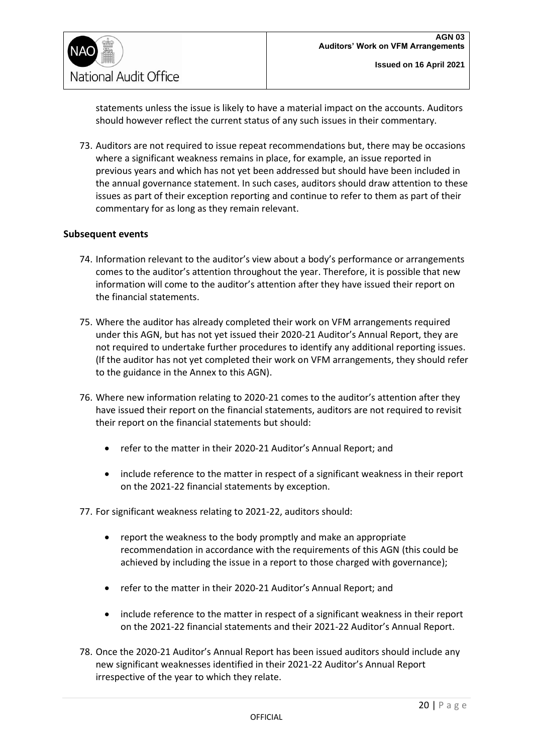statements unless the issue is likely to have a material impact on the accounts. Auditors should however reflect the current status of any such issues in their commentary.

73. Auditors are not required to issue repeat recommendations but, there may be occasions where a significant weakness remains in place, for example, an issue reported in previous years and which has not yet been addressed but should have been included in the annual governance statement. In such cases, auditors should draw attention to these issues as part of their exception reporting and continue to refer to them as part of their commentary for as long as they remain relevant.

**Subsequent events**

74. Information relevant to the auditor's view about a body's performance or arrangements comes to the auditor's attention throughout the year. Therefore, it is possible that new information will come to the auditor's attention after they have issued their report on the financial statements.

75. Where the auditor has already completed their work on VFM arrangements required under this AGN, but has not yet issued their 2020-21 Auditor's Annual Report, they are not required to undertake further procedures to identify any additional reporting issues. (If the auditor has not yet completed their work on VFM arrangements, they should refer to the guidance in the Annex to this AGN).

76. Where new information relating to 2020-21 comes to the auditor's attention after they have issued their report on the financial statements, auditors are not required to revisit their report on the financial statements but should:

    - refer to the matter in their 2020-21 Auditor's Annual Report; and

    - include reference to the matter in respect of a significant weakness in their report on the 2021-22 financial statements by exception.

77. For significant weakness relating to 2021-22, auditors should:

    - report the weakness to the body promptly and make an appropriate recommendation in accordance with the requirements of this AGN (this could be achieved by including the issue in a report to those charged with governance);

    - refer to the matter in their 2020-21 Auditor's Annual Report; and

    - include reference to the matter in respect of a significant weakness in their report on the 2021-22 financial statements and their 2021-22 Auditor's Annual Report.

78. Once the 2020-21 Auditor's Annual Report has been issued auditors should include any new significant weaknesses identified in their 2021-22 Auditor's Annual Report irrespective of the year to which they relate.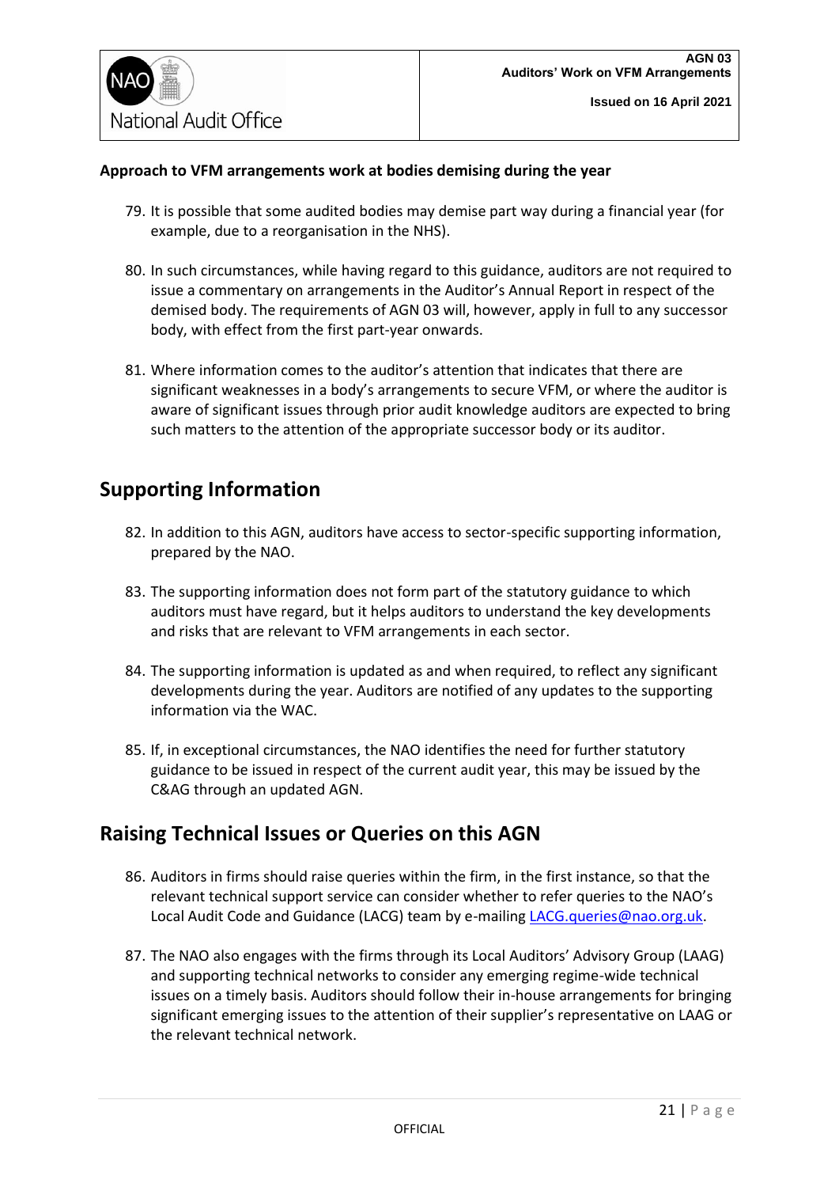**Approach to VFM arrangements work at bodies demising during the year**

79. It is possible that some audited bodies may demise part way during a financial year (for example, due to a reorganisation in the NHS).

80. In such circumstances, while having regard to this guidance, auditors are not required to issue a commentary on arrangements in the Auditor's Annual Report in respect of the demised body. The requirements of AGN 03 will, however, apply in full to any successor body, with effect from the first part-year onwards.

81. Where information comes to the auditor's attention that indicates that there are significant weaknesses in a body's arrangements to secure VFM, or where the auditor is aware of significant issues through prior audit knowledge auditors are expected to bring such matters to the attention of the appropriate successor body or its auditor.

## Supporting Information

82. In addition to this AGN, auditors have access to sector-specific supporting information, prepared by the NAO.

83. The supporting information does not form part of the statutory guidance to which auditors must have regard, but it helps auditors to understand the key developments and risks that are relevant to VFM arrangements in each sector.

84. The supporting information is updated as and when required, to reflect any significant developments during the year. Auditors are notified of any updates to the supporting information via the WAC.

85. If, in exceptional circumstances, the NAO identifies the need for further statutory guidance to be issued in respect of the current audit year, this may be issued by the C&AG through an updated AGN.

## Raising Technical Issues or Queries on this AGN

86. Auditors in firms should raise queries within the firm, in the first instance, so that the relevant technical support service can consider whether to refer queries to the NAO's Local Audit Code and Guidance (LACG) team by e-mailing LACG.queries@nao.org.uk.

87. The NAO also engages with the firms through its Local Auditors' Advisory Group (LAAG) and supporting technical networks to consider any emerging regime-wide technical issues on a timely basis. Auditors should follow their in-house arrangements for bringing significant emerging issues to the attention of their supplier's representative on LAAG or the relevant technical network.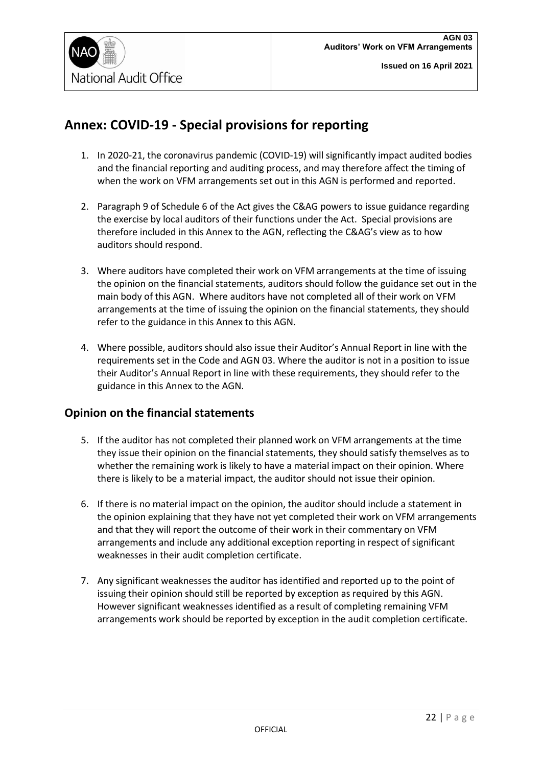# Annex: COVID-19 - Special provisions for reporting

1. In 2020-21, the coronavirus pandemic (COVID-19) will significantly impact audited bodies and the financial reporting and auditing process, and may therefore affect the timing of when the work on VFM arrangements set out in this AGN is performed and reported.

2. Paragraph 9 of Schedule 6 of the Act gives the C&AG powers to issue guidance regarding the exercise by local auditors of their functions under the Act. Special provisions are therefore included in this Annex to the AGN, reflecting the C&AG's view as to how auditors should respond.

3. Where auditors have completed their work on VFM arrangements at the time of issuing the opinion on the financial statements, auditors should follow the guidance set out in the main body of this AGN. Where auditors have not completed all of their work on VFM arrangements at the time of issuing the opinion on the financial statements, they should refer to the guidance in this Annex to this AGN.

4. Where possible, auditors should also issue their Auditor's Annual Report in line with the requirements set in the Code and AGN 03. Where the auditor is not in a position to issue their Auditor's Annual Report in line with these requirements, they should refer to the guidance in this Annex to the AGN.

## Opinion on the financial statements

5. If the auditor has not completed their planned work on VFM arrangements at the time they issue their opinion on the financial statements, they should satisfy themselves as to whether the remaining work is likely to have a material impact on their opinion. Where there is likely to be a material impact, the auditor should not issue their opinion.

6. If there is no material impact on the opinion, the auditor should include a statement in the opinion explaining that they have not yet completed their work on VFM arrangements and that they will report the outcome of their work in their commentary on VFM arrangements and include any additional exception reporting in respect of significant weaknesses in their audit completion certificate.

7. Any significant weaknesses the auditor has identified and reported up to the point of issuing their opinion should still be reported by exception as required by this AGN. However significant weaknesses identified as a result of completing remaining VFM arrangements work should be reported by exception in the audit completion certificate.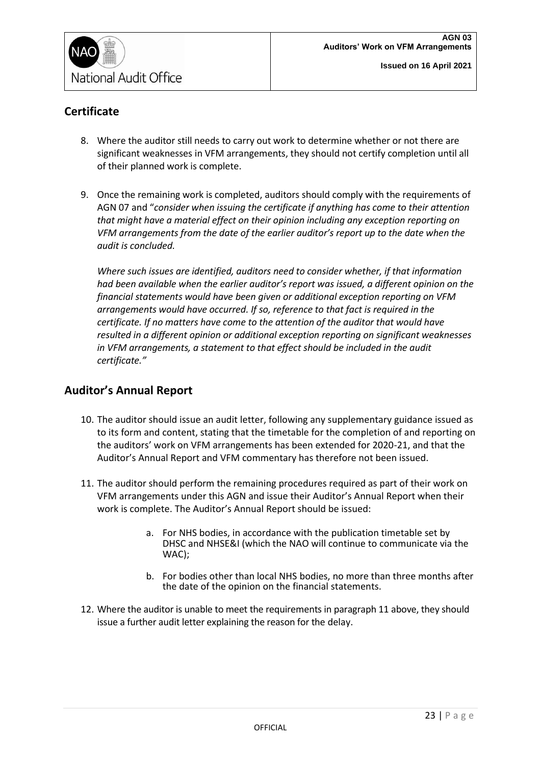## Certificate

8. Where the auditor still needs to carry out work to determine whether or not there are significant weaknesses in VFM arrangements, they should not certify completion until all of their planned work is complete.

9. Once the remaining work is completed, auditors should comply with the requirements of AGN 07 and "*consider when issuing the certificate if anything has come to their attention that might have a material effect on their opinion including any exception reporting on VFM arrangements from the date of the earlier auditor's report up to the date when the audit is concluded.*

   *Where such issues are identified, auditors need to consider whether, if that information had been available when the earlier auditor's report was issued, a different opinion on the financial statements would have been given or additional exception reporting on VFM arrangements would have occurred. If so, reference to that fact is required in the certificate. If no matters have come to the attention of the auditor that would have resulted in a different opinion or additional exception reporting on significant weaknesses in VFM arrangements, a statement to that effect should be included in the audit certificate."*

## Auditor's Annual Report

10. The auditor should issue an audit letter, following any supplementary guidance issued as to its form and content, stating that the timetable for the completion of and reporting on the auditors' work on VFM arrangements has been extended for 2020-21, and that the Auditor's Annual Report and VFM commentary has therefore not been issued.

11. The auditor should perform the remaining procedures required as part of their work on VFM arrangements under this AGN and issue their Auditor's Annual Report when their work is complete. The Auditor's Annual Report should be issued:

    a. For NHS bodies, in accordance with the publication timetable set by DHSC and NHSE&I (which the NAO will continue to communicate via the WAC);

    b. For bodies other than local NHS bodies, no more than three months after the date of the opinion on the financial statements.

12. Where the auditor is unable to meet the requirements in paragraph 11 above, they should issue a further audit letter explaining the reason for the delay.